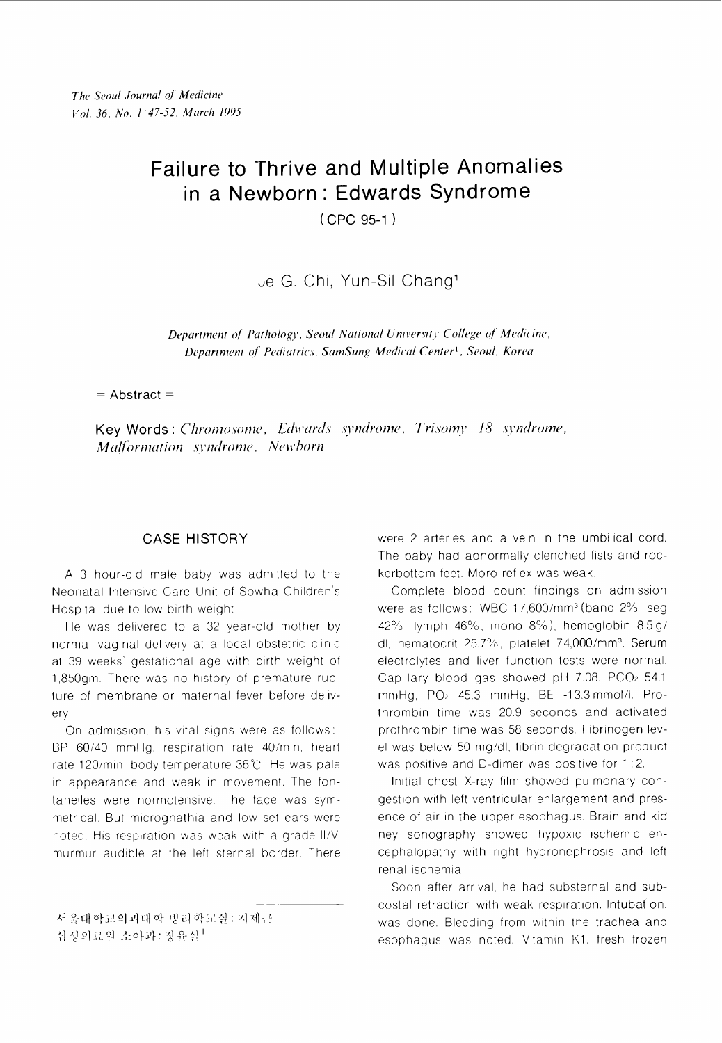# Failure to Thrive and Multiple Anomalies in a Newborn : Edwards Syndrome

(CPC 95-1)

Je G. Chi, Yun-Sil Chang[1]

*Department of Pathology, Seoul National University College of Medicine, Department of Pediatrics, SamSung Medical Center[1], Seoul, Korea*

= Abstract =

**Key Words**: *Chromosome, Edwards syndrome, Trisomy 18 syndrome, Malformation syndrome, Newborn*

## CASE HISTORY

A 3 hour-old male baby was admitted to the Neonatal Intensive Care Unit of Sowha Children's Hospital due to low birth weight.

He was delivered to a 32 year-old mother by normal vaginal delivery at a local obstetric clinic at 39 weeks' gestational age with birth weight of 1,850gm. There was no history of premature rupture of membrane or maternal fever before delivery.

On admission, his vital signs were as follows: BP 60/40 mmHg, respiration rate 40/min, heart rate 120/min, body temperature 36℃. He was pale in appearance and weak in movement. The fontanelles were normotensive. The face was symmetrical. But micrognathia and low set ears were noted. His respiration was weak with a grade II/VI murmur audible at the left sternal border. There were 2 arteries and a vein in the umbilical cord. The baby had abnormally clenched fists and rockerbottom feet. Moro reflex was weak.

Complete blood count findings on admission were as follows: WBC 17,600/mm$^3$ (band 2%, seg 42%, lymph 46%, mono 8%), hemoglobin 8.5 g/dl, hematocrit 25.7%, platelet 74,000/mm$^3$. Serum electrolytes and liver function tests were normal. Capillary blood gas showed pH 7.08, $PCO_2$ 54.1 mmHg, $PO_2$ 45.3 mmHg, BE -13.3 mmol/l. Prothrombin time was 20.9 seconds and activated prothrombin time was 58 seconds. Fibrinogen level was below 50 mg/dl, fibrin degradation product was positive and D-dimer was positive for 1 : 2.

Initial chest X-ray film showed pulmonary congestion with left ventricular enlargement and presence of air in the upper esophagus. Brain and kidney sonography showed hypoxic ischemic encephalopathy with right hydronephrosis and left renal ischemia.

Soon after arrival, he had substernal and subcostal retraction with weak respiration. Intubation was done. Bleeding from within the trachea and esophagus was noted. Vitamin K1, fresh frozen

서울대학교의과대학 병리학교실 : 지제근
삼성의료원 소아과 : 장윤실[1]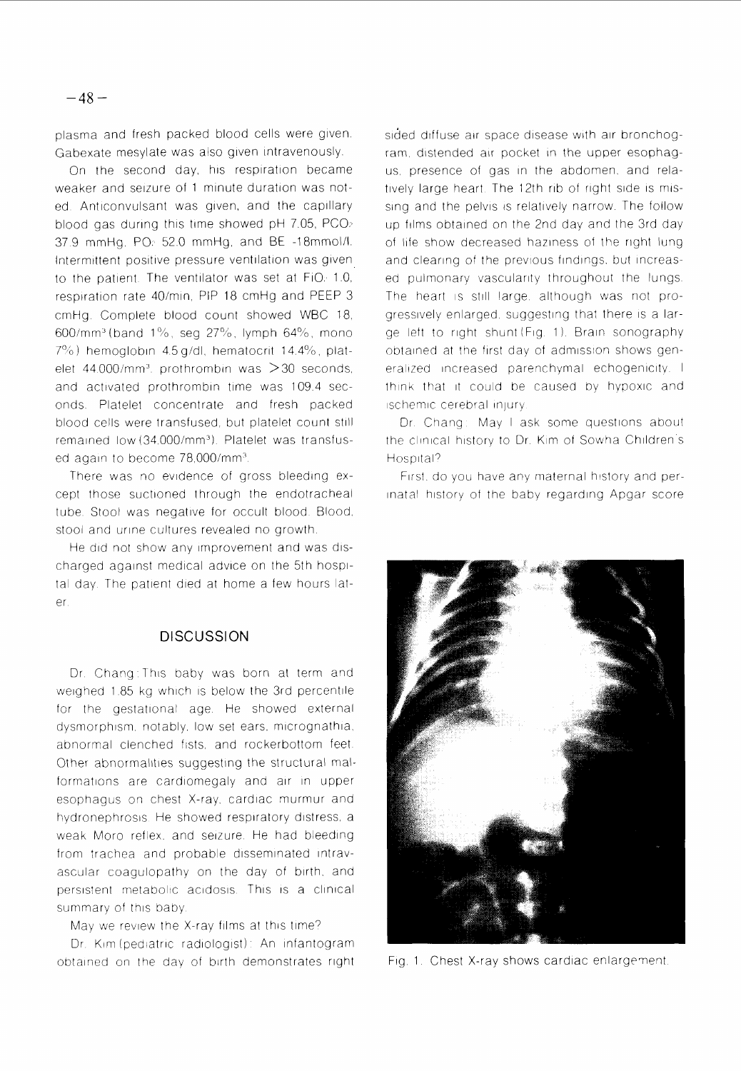plasma and fresh packed blood cells were given. Gabexate mesylate was also given intravenously.

On the second day, his respiration became weaker and seizure of 1 minute duration was noted. Anticonvulsant was given, and the capillary blood gas during this time showed pH 7.05, $PCO_2$ 37.9 mmHg, $PO_2$ 52.0 mmHg, and BE -18mmol/l. Intermittent positive pressure ventilation was given to the patient. The ventilator was set at $FiO_2$ 1.0, respiration rate 40/min, PIP 18 cmHg and PEEP 3 cmHg. Complete blood count showed WBC 18,600/mm$^3$ (band 1%, seg 27%, lymph 64%, mono 7%) hemoglobin 4.5 g/dl, hematocrit 14.4%, platelet 44,000/mm$^3$, prothrombin was >30 seconds, and activated prothrombin time was 109.4 seconds. Platelet concentrate and fresh packed blood cells were transfused, but platelet count still remained low (34,000/mm$^3$). Platelet was transfused again to become 78,000/mm$^3$.

There was no evidence of gross bleeding except those suctioned through the endotracheal tube. Stool was negative for occult blood. Blood, stool and urine cultures revealed no growth.

He did not show any improvement and was discharged against medical advice on the 5th hospital day. The patient died at home a few hours later.

## DISCUSSION

Dr. Chang: This baby was born at term and weighed 1.85 kg which is below the 3rd percentile for the gestational age. He showed external dysmorphism, notably, low set ears, micrognathia, abnormal clenched fists, and rockerbottom feet. Other abnormalities suggesting the structural malformations are cardiomegaly and air in upper esophagus on chest X-ray, cardiac murmur and hydronephrosis. He showed respiratory distress, a weak Moro reflex, and seizure. He had bleeding from trachea and probable disseminated intravascular coagulopathy on the day of birth, and persistent metabolic acidosis. This is a clinical summary of this baby.

May we review the X-ray films at this time?

Dr. Kim (pediatric radiologist): An infantogram obtained on the day of birth demonstrates right sided diffuse air space disease with air bronchogram, distended air pocket in the upper esophagus, presence of gas in the abdomen, and relatively large heart. The 12th rib of right side is missing and the pelvis is relatively narrow. The follow up films obtained on the 2nd day and the 3rd day of life show decreased haziness of the right lung and clearing of the previous findings, but increased pulmonary vascularity throughout the lungs. The heart is still large, although was not progressively enlarged, suggesting that there is a large left to right shunt (Fig. 1). Brain sonography obtained at the first day of admission shows generalized increased parenchymal echogenicity. I think that it could be caused by hypoxic and ischemic cerebral injury.

Dr. Chang: May I ask some questions about the clinical history to Dr. Kim of Sowha Children's Hospital?

First, do you have any maternal history and perinatal history of the baby regarding Apgar score

Fig. 1. Chest X-ray shows cardiac enlargement.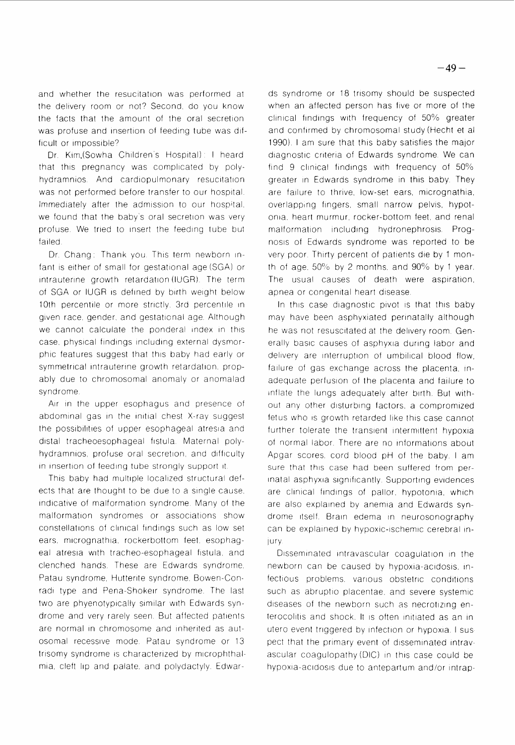and whether the resucitation was performed at the delivery room or not? Second, do you know the facts that the amount of the oral secretion was profuse and insertion of feeding tube was difficult or impossible?

Dr. Kim,(Sowha Children's Hospital): I heard that this pregnancy was complicated by polyhydramnios. And cardiopulmonary resuscitation was not performed before transfer to our hospital. Immediately after the admission to our hospital, we found that the baby's oral secretion was very profuse. We tried to insert the feeding tube but failed.

Dr. Chang: Thank you. This term newborn infant is either of small for gestational age (SGA) or intrauterine growth retardation (IUGR). The term of SGA or IUGR is defined by birth weight below 10th percentile or more strictly, 3rd percentile in given race, gender, and gestational age. Although we cannot calculate the ponderal index in this case, physical findings including external dysmorphic features suggest that this baby had early or symmetrical intrauterine growth retardation, propably due to chromosomal anomaly or anomalad syndrome.

Air in the upper esophagus and presence of abdominal gas in the initial chest X-ray suggest the possibilities of upper esophageal atresia and distal tracheoesophageal fistula. Maternal polyhydramnios, profuse oral secretion, and difficulty in insertion of feeding tube strongly support it.

This baby had multiple localized structural defects that are thought to be due to a single cause, indicative of malformation syndrome. Many of the malformation syndromes or associations show constellations of clinical findings such as low set ears, micrognathia, rockerbottom feet, esophageal atresia with tracheo-esophageal fistula, and clenched hands. These are Edwards syndrome, Patau syndrome, Hutterite syndrome, Bowen-Conradi type and Pena-Shokeir syndrome. The last two are phyenotypically similar with Edwards syndrome and very rarely seen. But affected patients are normal in chromosome and inherited as autosomal recessive mode. Patau syndrome or 13 trisomy syndrome is characterized by microphthalmia, cleft lip and palate, and polydactyly. Edwards syndrome or 18 trisomy should be suspected when an affected person has five or more of the clinical findings with frequency of 50% greater and confirmed by chromosomal study (Hecht et al 1990). I am sure that this baby satisfies the major diagnostic criteria of Edwards syndrome. We can find 9 clinical findings with frequency of 50% greater in Edwards syndrome in this baby. They are failure to thrive, low-set ears, micrognathia, overlapping fingers, small narrow pelvis, hypotonia, heart murmur, rocker-bottom feet, and renal malformation including hydronephrosis. Prognosis of Edwards syndrome was reported to be very poor. Thirty percent of patients die by 1 month of age, 50% by 2 months, and 90% by 1 year. The usual causes of death were aspiration, apnea or congenital heart disease.

In this case diagnostic pivot is that this baby may have been asphyxiated perinatally although he was not resuscitated at the delivery room. Generally basic causes of asphyxia during labor and delivery are interruption of umbilical blood flow, failure of gas exchange across the placenta, inadequate perfusion of the placenta and failure to inflate the lungs adequately after birth. But without any other disturbing factors, a compromized fetus who is growth retarded like this case cannot further tolerate the transient intermittent hypoxia of normal labor. There are no informations about Apgar scores, cord blood pH of the baby. I am sure that this case had been suffered from perinatal asphyxia significantly. Supporting evidences are clinical findings of pallor, hypotonia, which are also explained by anemia and Edwards syndrome itself. Brain edema in neurosonography can be explained by hypoxic-ischemic cerebral injury.

Disseminated intravascular coagulation in the newborn can be caused by hypoxia-acidosis, infectious problems, various obstetric conditions such as abruptio placentae, and severe systemic diseases of the newborn such as necrotizing enterocolitis and shock. It is often initiated as an in utero event triggered by infection or hypoxia. I suspect that the primary event of disseminated intravascular coagulopathy (DIC) in this case could be hypoxia-acidosis due to antepartum and/or intrap-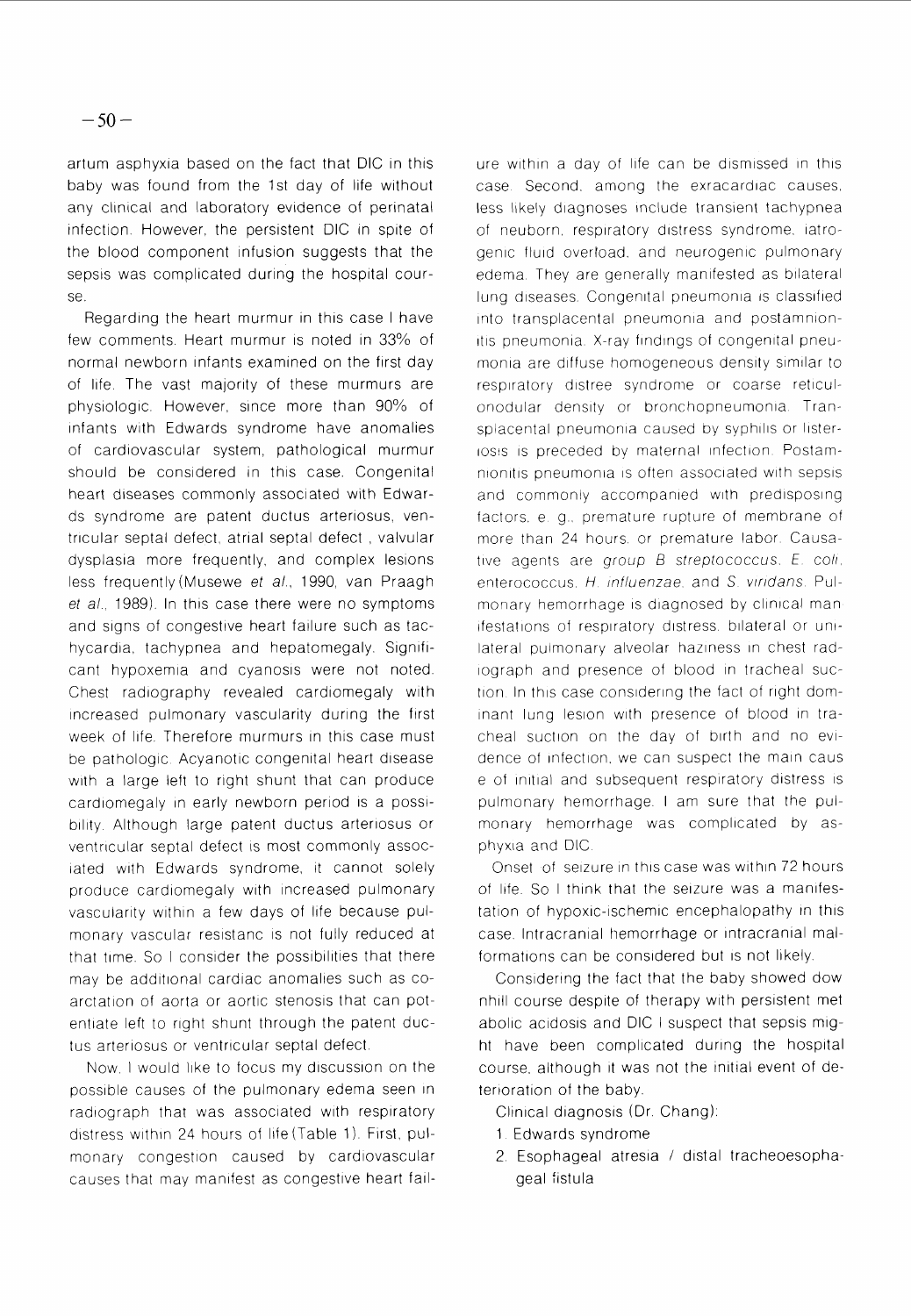artum asphyxia based on the fact that DIC in this baby was found from the 1st day of life without any clinical and laboratory evidence of perinatal infection. However, the persistent DIC in spite of the blood component infusion suggests that the sepsis was complicated during the hospital course.

Regarding the heart murmur in this case I have few comments. Heart murmur is noted in 33% of normal newborn infants examined on the first day of life. The vast majority of these murmurs are physiologic. However, since more than 90% of infants with Edwards syndrome have anomalies of cardiovascular system, pathological murmur should be considered in this case. Congenital heart diseases commonly associated with Edwards syndrome are patent ductus arteriosus, ventricular septal defect, atrial septal defect , valvular dysplasia more frequently, and complex lesions less frequently (Musewe *et al.*, 1990, van Praagh *et al.*, 1989). In this case there were no symptoms and signs of congestive heart failure such as tachycardia, tachypnea and hepatomegaly. Significant hypoxemia and cyanosis were not noted. Chest radiography revealed cardiomegaly with increased pulmonary vascularity during the first week of life. Therefore murmurs in this case must be pathologic. Acyanotic congenital heart disease with a large left to right shunt that can produce cardiomegaly in early newborn period is a possibility. Although large patent ductus arteriosus or ventricular septal defect is most commonly associated with Edwards syndrome, it cannot solely produce cardiomegaly with increased pulmonary vascularity within a few days of life because pulmonary vascular resistanc is not fully reduced at that time. So I consider the possibilities that there may be additional cardiac anomalies such as coarctation of aorta or aortic stenosis that can potentiate left to right shunt through the patent ductus arteriosus or ventricular septal defect.

Now, I would like to focus my discussion on the possible causes of the pulmonary edema seen in radiograph that was associated with respiratory distress within 24 hours of life (Table 1). First, pulmonary congestion caused by cardiovascular causes that may manifest as congestive heart failure within a day of life can be dismissed in this case. Second, among the exracardiac causes, less likely diagnoses include transient tachypnea of neuborn, respiratory distress syndrome, iatrogenic fluid overload, and neurogenic pulmonary edema. They are generally manifested as bilateral lung diseases. Congenital pneumonia is classified into transplacental pneumonia and postamnionitis pneumonia. X-ray findings of congenital pneumonia are diffuse homogeneous density similar to respiratory distree syndrome or coarse reticulonodular density or bronchopneumonia. Transplacental pneumonia caused by syphilis or listeriosis is preceded by maternal infection. Postamnionitis pneumonia is often associated with sepsis and commonly accompanied with predisposing factors, e. g., premature rupture of membrane of more than 24 hours, or premature labor. Causative agents are *group B streptococcus*, *E. coli*, enterococcus, *H. influenzae*, and *S. viridans*. Pulmonary hemorrhage is diagnosed by clinical manifestations of respiratory distress, bilateral or unilateral pulmonary alveolar haziness in chest radiograph and presence of blood in tracheal suction. In this case considering the fact of right dominant lung lesion with presence of blood in tracheal suction on the day of birth and no evidence of infection, we can suspect the main caus e of initial and subsequent respiratory distress is pulmonary hemorrhage. I am sure that the pulmonary hemorrhage was complicated by asphyxia and DIC.

Onset of seizure in this case was within 72 hours of life. So I think that the seizure was a manifestation of hypoxic-ischemic encephalopathy in this case. Intracranial hemorrhage or intracranial malformations can be considered but is not likely.

Considering the fact that the baby showed dow nhill course despite of therapy with persistent met abolic acidosis and DIC I suspect that sepsis mig ht have been complicated during the hospital course, although it was not the initial event of deterioration of the baby.

Clinical diagnosis (Dr. Chang):

1. Edwards syndrome
2. Esophageal atresia / distal tracheoesophageal fistula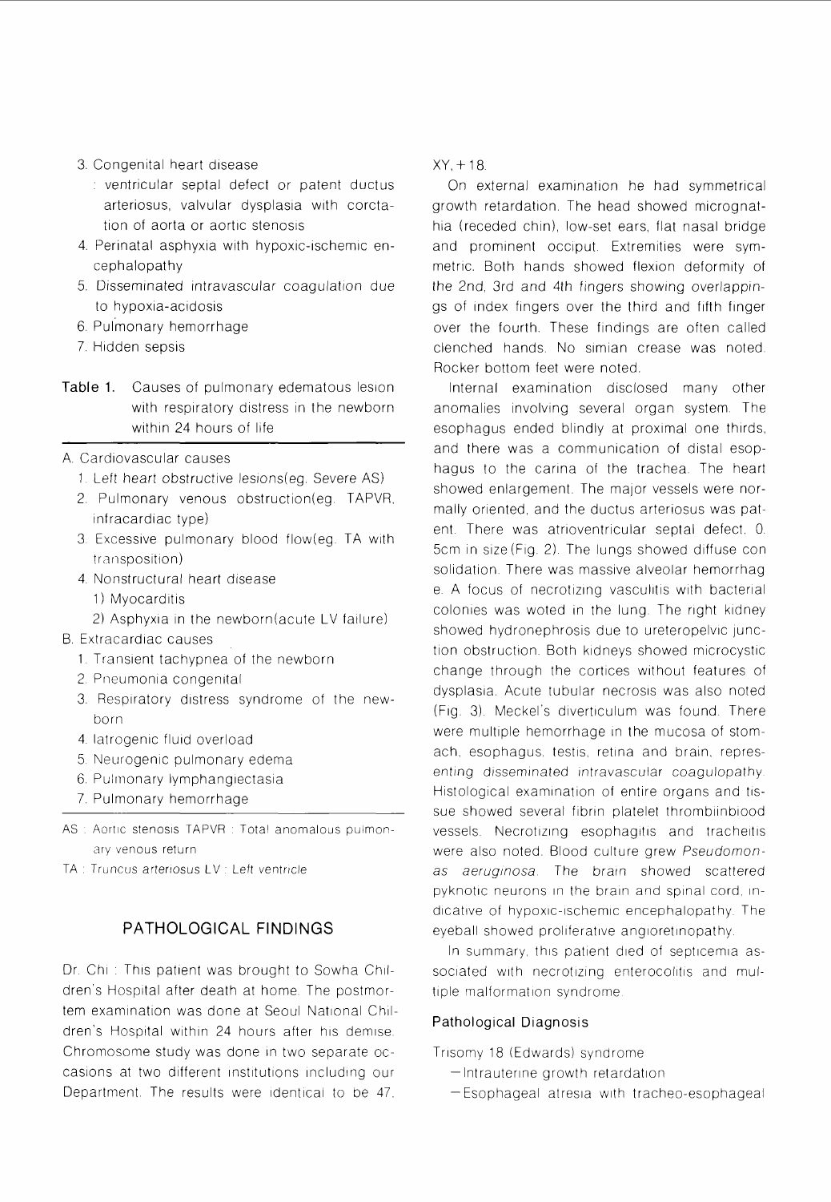3. Congenital heart disease
   : ventricular septal defect or patent ductus arteriosus, valvular dysplasia with corctation of aorta or aortic stenosis
4. Perinatal asphyxia with hypoxic-ischemic encephalopathy
5. Disseminated intravascular coagulation due to hypoxia-acidosis
6. Pulmonary hemorrhage
7. Hidden sepsis

**Table 1.** Causes of pulmonary edematous lesion with respiratory distress in the newborn within 24 hours of life

A. Cardiovascular causes
   1. Left heart obstructive lesions(eg. Severe AS)
   2. Pulmonary venous obstruction(eg. TAPVR, infracardiac type)
   3. Excessive pulmonary blood flow(eg. TA with transposition)
   4. Nonstructural heart disease
      1) Myocarditis
      2) Asphyxia in the newborn(acute LV failure)

B. Extracardiac causes
   1. Transient tachypnea of the newborn
   2. Pneumonia congenital
   3. Respiratory distress syndrome of the newborn
   4. Iatrogenic fluid overload
   5. Neurogenic pulmonary edema
   6. Pulmonary lymphangiectasia
   7. Pulmonary hemorrhage

AS : Aortic stenosis TAPVR : Total anomalous pulmonary venous return
TA : Truncus arteriosus LV : Left ventricle

## PATHOLOGICAL FINDINGS

Dr. Chi : This patient was brought to Sowha Children's Hospital after death at home. The postmortem examination was done at Seoul National Children's Hospital within 24 hours after his demise. Chromosome study was done in two separate occasions at two different institutions including our Department. The results were identical to be 47, XY, +18.

On external examination he had symmetrical growth retardation. The head showed micrognathia (receded chin), low-set ears, flat nasal bridge and prominent occiput. Extremities were symmetric. Both hands showed flexion deformity of the 2nd, 3rd and 4th fingers showing overlappings of index fingers over the third and fifth finger over the fourth. These findings are often called clenched hands. No simian crease was noted. Rocker bottom feet were noted.

Internal examination disclosed many other anomalies involving several organ system. The esophagus ended blindly at proximal one thirds, and there was a communication of distal esophagus to the carina of the trachea. The heart showed enlargement. The major vessels were normally oriented, and the ductus arteriosus was patent. There was atrioventricular septal defect, 0.5cm in size (Fig. 2). The lungs showed diffuse consolidation. There was massive alveolar hemorrhage. A focus of necrotizing vasculitis with bacterial colonies was woted in the lung. The right kidney showed hydronephrosis due to ureteropelvic junction obstruction. Both kidneys showed microcystic change through the cortices without features of dysplasia. Acute tubular necrosis was also noted (Fig. 3). Meckel's diverticulum was found. There were multiple hemorrhage in the mucosa of stomach, esophagus, testis, retina and brain, representing disseminated intravascular coagulopathy. Histological examination of entire organs and tissue showed several fibrin platelet thrombiinblood vessels. Necrotizing esophagitis and tracheitis were also noted. Blood culture grew *Pseudomonas aeruginosa*. The brain showed scattered pyknotic neurons in the brain and spinal cord, indicative of hypoxic-ischemic encephalopathy. The eyeball showed proliferative angioretinopathy.

In summary, this patient died of septicemia associated with necrotizing enterocolitis and multiple malformation syndrome.

### Pathological Diagnosis

Trisomy 18 (Edwards) syndrome
- Intrauterine growth retardation
- Esophageal atresia with tracheo-esophageal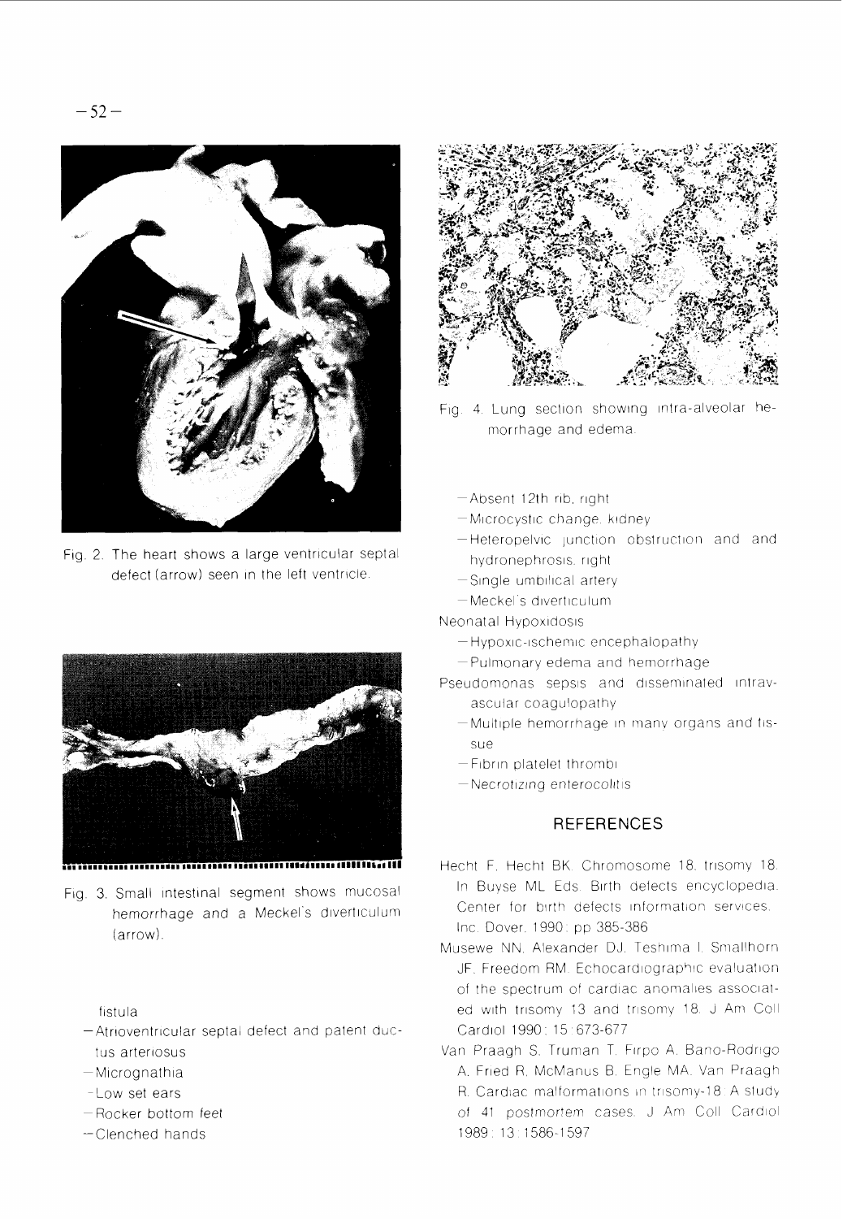Fig. 2. The heart shows a large ventricular septal defect (arrow) seen in the left ventricle.

Fig. 3. Small intestinal segment shows mucosal hemorrhage and a Meckel's diverticulum (arrow).

fistula

- Atrioventricular septal defect and patent ductus arteriosus
- Micrognathia
- Low set ears
- Rocker bottom feet
- Clenched hands

Fig. 4. Lung section showing intra-alveolar hemorrhage and edema.

- Absent 12th rib, right
- Microcystic change, kidney
- Heteropelvic junction obstruction and and hydronephrosis, right
- Single umbilical artery
- Meckel's diverticulum

Neonatal Hypoxidosis

- Hypoxic-ischemic encephalopathy
- Pulmonary edema and hemorrhage

Pseudomonas sepsis and disseminated intravascular coagulopathy

- Multiple hemorrhage in many organs and tissue
- Fibrin platelet thrombi
- Necrotizing enterocolitis

## REFERENCES

Hecht F, Hecht BK. Chromosome 18, trisomy 18. In Buyse ML Eds. Birth defects encyclopedia. Center for birth defects information services. Inc. Dover. 1990 : pp 385-386

Musewe NN, Alexander DJ, Teshima I, Smallhorn JF, Freedom RM. Echocardiographic evaluation of the spectrum of cardiac anomalies associated with trisomy 13 and trisomy 18. J Am Coll Cardiol 1990 ; 15 : 673-677

Van Praagh S, Truman T, Firpo A, Bano-Rodrigo A, Fried R, McManus B, Engle MA, Van Praagh R. Cardiac malformations in trisomy-18 : A study of 41 postmortem cases. J Am Coll Cardiol 1989 ; 13 : 1586-1597